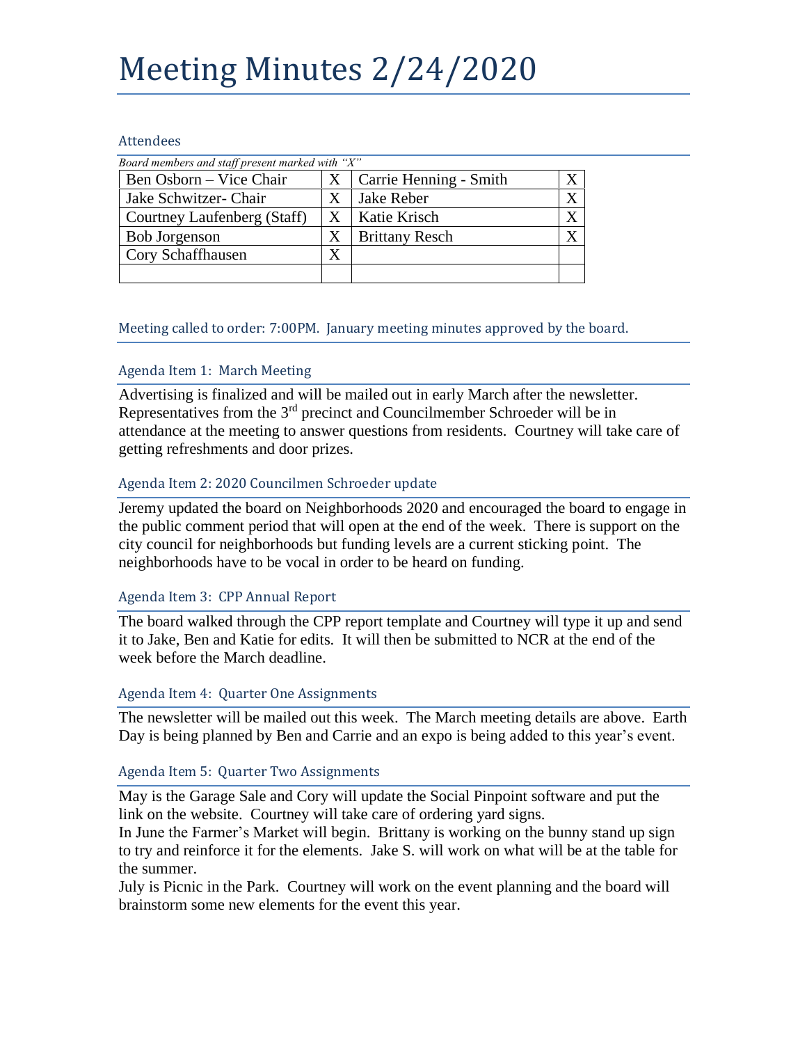# Meeting Minutes 2/24/2020

## Attendees

*Board members and staff present marked with "X"*

| | | | |
|---|---|---|---|
| Ben Osborn – Vice Chair | X | Carrie Henning - Smith | X |
| Jake Schwitzer- Chair | X | Jake Reber | X |
| Courtney Laufenberg (Staff) | X | Katie Krisch | X |
| Bob Jorgenson | X | Brittany Resch | X |
| Cory Schaffhausen | X | | |
| | | | |

## Meeting called to order: 7:00PM. January meeting minutes approved by the board.

### Agenda Item 1: March Meeting

Advertising is finalized and will be mailed out in early March after the newsletter. Representatives from the 3rd precinct and Councilmember Schroeder will be in attendance at the meeting to answer questions from residents. Courtney will take care of getting refreshments and door prizes.

### Agenda Item 2: 2020 Councilmen Schroeder update

Jeremy updated the board on Neighborhoods 2020 and encouraged the board to engage in the public comment period that will open at the end of the week. There is support on the city council for neighborhoods but funding levels are a current sticking point. The neighborhoods have to be vocal in order to be heard on funding.

### Agenda Item 3: CPP Annual Report

The board walked through the CPP report template and Courtney will type it up and send it to Jake, Ben and Katie for edits. It will then be submitted to NCR at the end of the week before the March deadline.

### Agenda Item 4: Quarter One Assignments

The newsletter will be mailed out this week. The March meeting details are above. Earth Day is being planned by Ben and Carrie and an expo is being added to this year's event.

### Agenda Item 5: Quarter Two Assignments

May is the Garage Sale and Cory will update the Social Pinpoint software and put the link on the website. Courtney will take care of ordering yard signs.

In June the Farmer's Market will begin. Brittany is working on the bunny stand up sign to try and reinforce it for the elements. Jake S. will work on what will be at the table for the summer.

July is Picnic in the Park. Courtney will work on the event planning and the board will brainstorm some new elements for the event this year.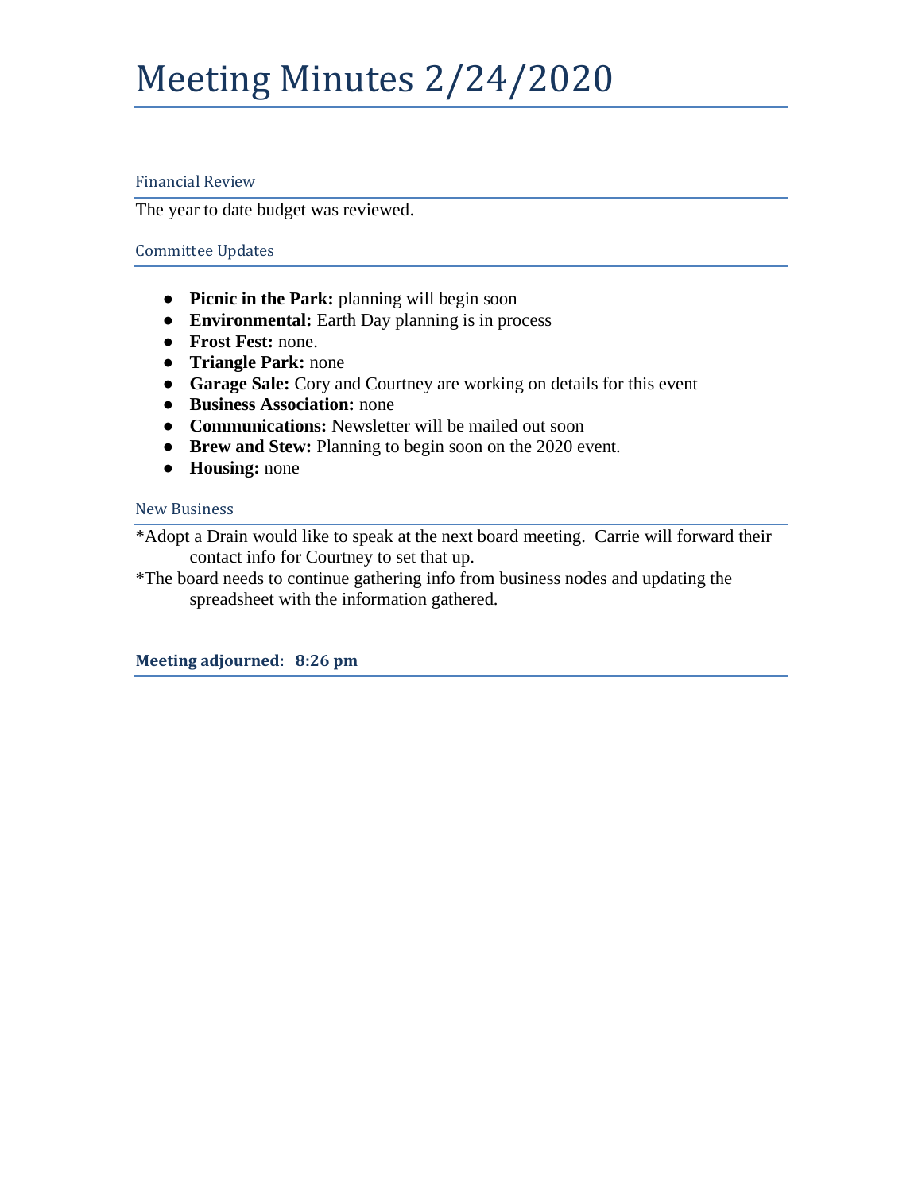# Meeting Minutes 2/24/2020

## Financial Review

The year to date budget was reviewed.

## Committee Updates

- **Picnic in the Park:** planning will begin soon
- **Environmental:** Earth Day planning is in process
- **Frost Fest:** none.
- **Triangle Park:** none
- **Garage Sale:** Cory and Courtney are working on details for this event
- **Business Association:** none
- **Communications:** Newsletter will be mailed out soon
- **Brew and Stew:** Planning to begin soon on the 2020 event.
- **Housing:** none

## New Business

*Adopt a Drain would like to speak at the next board meeting. Carrie will forward their contact info for Courtney to set that up.

*The board needs to continue gathering info from business nodes and updating the spreadsheet with the information gathered.

**Meeting adjourned: 8:26 pm**